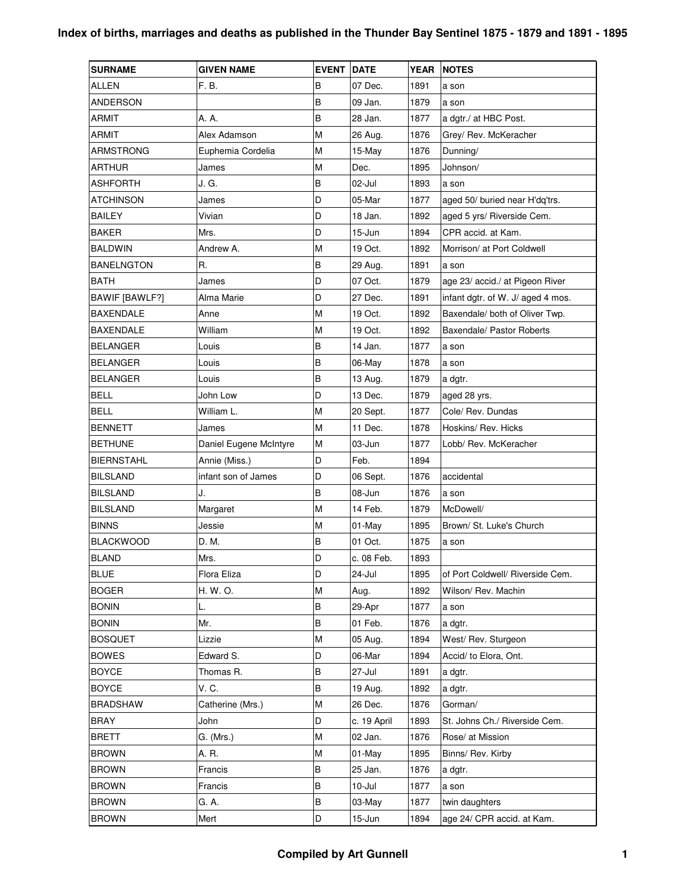# Index of births, marriages and deaths as published in the Thunder Bay Sentinel 1875 - 1879 and 1891 - 1895

| SURNAME | GIVEN NAME | EVENT | DATE | YEAR | NOTES |
|---|---|---|---|---|---|
| ALLEN | F. B. | B | 07 Dec. | 1891 | a son |
| ANDERSON | | B | 09 Jan. | 1879 | a son |
| ARMIT | A. A. | B | 28 Jan. | 1877 | a dgtr./ at HBC Post. |
| ARMIT | Alex Adamson | M | 26 Aug. | 1876 | Grey/ Rev. McKeracher |
| ARMSTRONG | Euphemia Cordelia | M | 15-May | 1876 | Dunning/ |
| ARTHUR | James | M | Dec. | 1895 | Johnson/ |
| ASHFORTH | J. G. | B | 02-Jul | 1893 | a son |
| ATCHINSON | James | D | 05-Mar | 1877 | aged 50/ buried near H'dq'trs. |
| BAILEY | Vivian | D | 18 Jan. | 1892 | aged 5 yrs/ Riverside Cem. |
| BAKER | Mrs. | D | 15-Jun | 1894 | CPR accid. at Kam. |
| BALDWIN | Andrew A. | M | 19 Oct. | 1892 | Morrison/ at Port Coldwell |
| BANELNGTON | R. | B | 29 Aug. | 1891 | a son |
| BATH | James | D | 07 Oct. | 1879 | age 23/ accid./ at Pigeon River |
| BAWIF [BAWLF?] | Alma Marie | D | 27 Dec. | 1891 | infant dgtr. of W. J/ aged 4 mos. |
| BAXENDALE | Anne | M | 19 Oct. | 1892 | Baxendale/ both of Oliver Twp. |
| BAXENDALE | William | M | 19 Oct. | 1892 | Baxendale/ Pastor Roberts |
| BELANGER | Louis | B | 14 Jan. | 1877 | a son |
| BELANGER | Louis | B | 06-May | 1878 | a son |
| BELANGER | Louis | B | 13 Aug. | 1879 | a dgtr. |
| BELL | John Low | D | 13 Dec. | 1879 | aged 28 yrs. |
| BELL | William L. | M | 20 Sept. | 1877 | Cole/ Rev. Dundas |
| BENNETT | James | M | 11 Dec. | 1878 | Hoskins/ Rev. Hicks |
| BETHUNE | Daniel Eugene McIntyre | M | 03-Jun | 1877 | Lobb/ Rev. McKeracher |
| BIERNSTAHL | Annie (Miss.) | D | Feb. | 1894 | |
| BILSLAND | infant son of James | D | 06 Sept. | 1876 | accidental |
| BILSLAND | J. | B | 08-Jun | 1876 | a son |
| BILSLAND | Margaret | M | 14 Feb. | 1879 | McDowell/ |
| BINNS | Jessie | M | 01-May | 1895 | Brown/ St. Luke's Church |
| BLACKWOOD | D. M. | B | 01 Oct. | 1875 | a son |
| BLAND | Mrs. | D | c. 08 Feb. | 1893 | |
| BLUE | Flora Eliza | D | 24-Jul | 1895 | of Port Coldwell/ Riverside Cem. |
| BOGER | H. W. O. | M | Aug. | 1892 | Wilson/ Rev. Machin |
| BONIN | L. | B | 29-Apr | 1877 | a son |
| BONIN | Mr. | B | 01 Feb. | 1876 | a dgtr. |
| BOSQUET | Lizzie | M | 05 Aug. | 1894 | West/ Rev. Sturgeon |
| BOWES | Edward S. | D | 06-Mar | 1894 | Accid/ to Elora, Ont. |
| BOYCE | Thomas R. | B | 27-Jul | 1891 | a dgtr. |
| BOYCE | V. C. | B | 19 Aug. | 1892 | a dgtr. |
| BRADSHAW | Catherine (Mrs.) | M | 26 Dec. | 1876 | Gorman/ |
| BRAY | John | D | c. 19 April | 1893 | St. Johns Ch./ Riverside Cem. |
| BRETT | G. (Mrs.) | M | 02 Jan. | 1876 | Rose/ at Mission |
| BROWN | A. R. | M | 01-May | 1895 | Binns/ Rev. Kirby |
| BROWN | Francis | B | 25 Jan. | 1876 | a dgtr. |
| BROWN | Francis | B | 10-Jul | 1877 | a son |
| BROWN | G. A. | B | 03-May | 1877 | twin daughters |
| BROWN | Mert | D | 15-Jun | 1894 | age 24/ CPR accid. at Kam. |

**Compiled by Art Gunnell**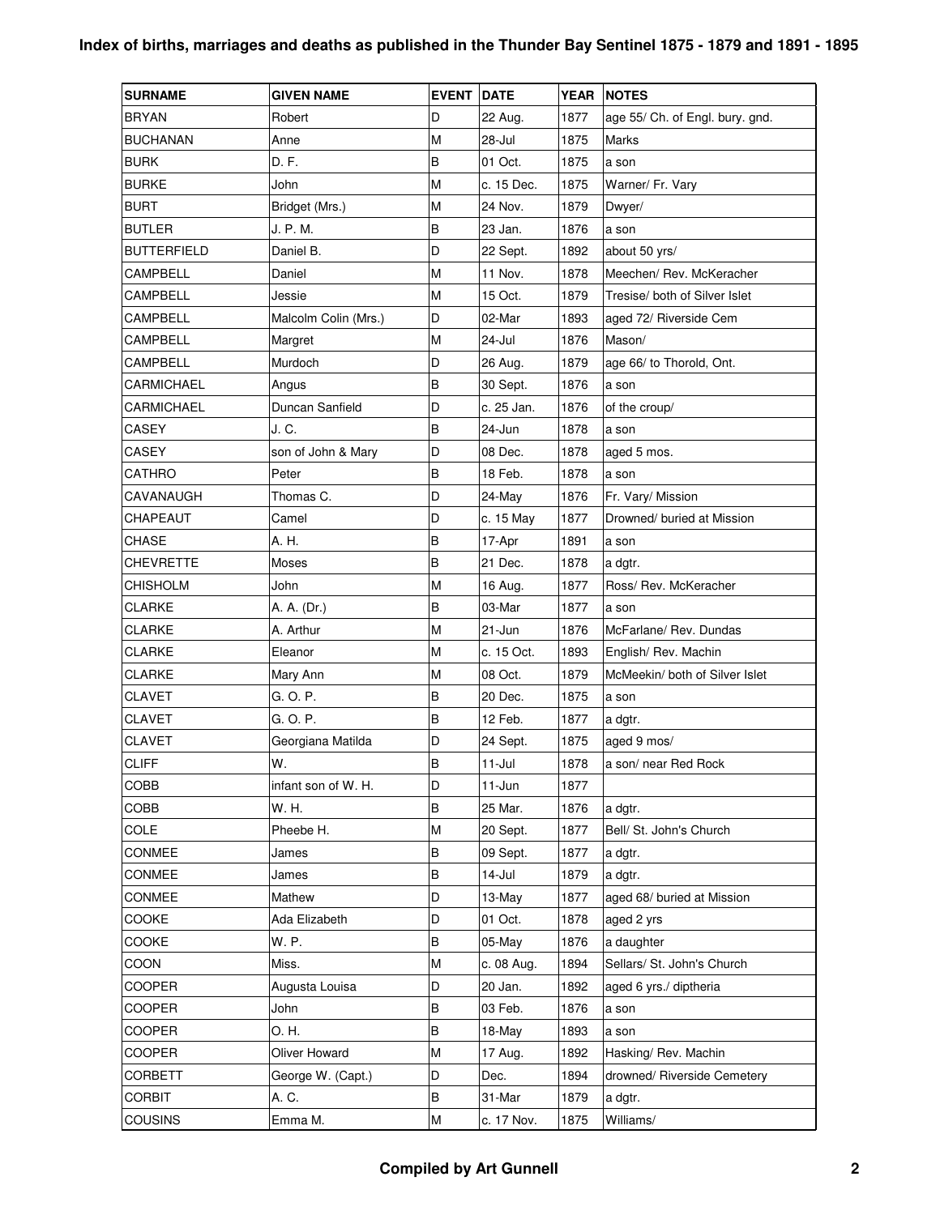| SURNAME | GIVEN NAME | EVENT | DATE | YEAR | NOTES |
|---|---|---|---|---|---|
| BRYAN | Robert | D | 22 Aug. | 1877 | age 55/ Ch. of Engl. bury. gnd. |
| BUCHANAN | Anne | M | 28-Jul | 1875 | Marks |
| BURK | D. F. | B | 01 Oct. | 1875 | a son |
| BURKE | John | M | c. 15 Dec. | 1875 | Warner/ Fr. Vary |
| BURT | Bridget (Mrs.) | M | 24 Nov. | 1879 | Dwyer/ |
| BUTLER | J. P. M. | B | 23 Jan. | 1876 | a son |
| BUTTERFIELD | Daniel B. | D | 22 Sept. | 1892 | about 50 yrs/ |
| CAMPBELL | Daniel | M | 11 Nov. | 1878 | Meechen/ Rev. McKeracher |
| CAMPBELL | Jessie | M | 15 Oct. | 1879 | Tresise/ both of Silver Islet |
| CAMPBELL | Malcolm Colin (Mrs.) | D | 02-Mar | 1893 | aged 72/ Riverside Cem |
| CAMPBELL | Margret | M | 24-Jul | 1876 | Mason/ |
| CAMPBELL | Murdoch | D | 26 Aug. | 1879 | age 66/ to Thorold, Ont. |
| CARMICHAEL | Angus | B | 30 Sept. | 1876 | a son |
| CARMICHAEL | Duncan Sanfield | D | c. 25 Jan. | 1876 | of the croup/ |
| CASEY | J. C. | B | 24-Jun | 1878 | a son |
| CASEY | son of John & Mary | D | 08 Dec. | 1878 | aged 5 mos. |
| CATHRO | Peter | B | 18 Feb. | 1878 | a son |
| CAVANAUGH | Thomas C. | D | 24-May | 1876 | Fr. Vary/ Mission |
| CHAPEAUT | Camel | D | c. 15 May | 1877 | Drowned/ buried at Mission |
| CHASE | A. H. | B | 17-Apr | 1891 | a son |
| CHEVRETTE | Moses | B | 21 Dec. | 1878 | a dgtr. |
| CHISHOLM | John | M | 16 Aug. | 1877 | Ross/ Rev. McKeracher |
| CLARKE | A. A. (Dr.) | B | 03-Mar | 1877 | a son |
| CLARKE | A. Arthur | M | 21-Jun | 1876 | McFarlane/ Rev. Dundas |
| CLARKE | Eleanor | M | c. 15 Oct. | 1893 | English/ Rev. Machin |
| CLARKE | Mary Ann | M | 08 Oct. | 1879 | McMeekin/ both of Silver Islet |
| CLAVET | G. O. P. | B | 20 Dec. | 1875 | a son |
| CLAVET | G. O. P. | B | 12 Feb. | 1877 | a dgtr. |
| CLAVET | Georgiana Matilda | D | 24 Sept. | 1875 | aged 9 mos/ |
| CLIFF | W. | B | 11-Jul | 1878 | a son/ near Red Rock |
| COBB | infant son of W. H. | D | 11-Jun | 1877 | |
| COBB | W. H. | B | 25 Mar. | 1876 | a dgtr. |
| COLE | Pheebe H. | M | 20 Sept. | 1877 | Bell/ St. John's Church |
| CONMEE | James | B | 09 Sept. | 1877 | a dgtr. |
| CONMEE | James | B | 14-Jul | 1879 | a dgtr. |
| CONMEE | Mathew | D | 13-May | 1877 | aged 68/ buried at Mission |
| COOKE | Ada Elizabeth | D | 01 Oct. | 1878 | aged 2 yrs |
| COOKE | W. P. | B | 05-May | 1876 | a daughter |
| COON | Miss. | M | c. 08 Aug. | 1894 | Sellars/ St. John's Church |
| COOPER | Augusta Louisa | D | 20 Jan. | 1892 | aged 6 yrs./ diptheria |
| COOPER | John | B | 03 Feb. | 1876 | a son |
| COOPER | O. H. | B | 18-May | 1893 | a son |
| COOPER | Oliver Howard | M | 17 Aug. | 1892 | Hasking/ Rev. Machin |
| CORBETT | George W. (Capt.) | D | Dec. | 1894 | drowned/ Riverside Cemetery |
| CORBIT | A. C. | B | 31-Mar | 1879 | a dgtr. |
| COUSINS | Emma M. | M | c. 17 Nov. | 1875 | Williams/ |

**Compiled by Art Gunnell**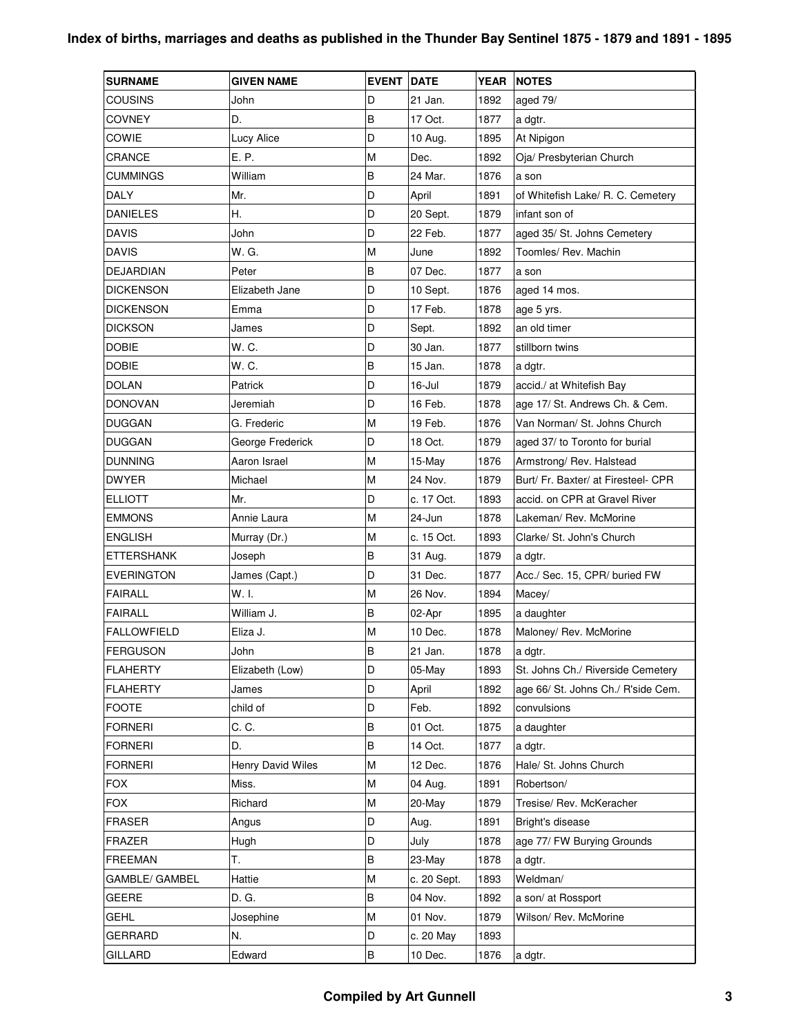**Index of births, marriages and deaths as published in the Thunder Bay Sentinel 1875 - 1879 and 1891 - 1895**

| SURNAME | GIVEN NAME | EVENT | DATE | YEAR | NOTES |
|---|---|---|---|---|---|
| COUSINS | John | D | 21 Jan. | 1892 | aged 79/ |
| COVNEY | D. | B | 17 Oct. | 1877 | a dgtr. |
| COWIE | Lucy Alice | D | 10 Aug. | 1895 | At Nipigon |
| CRANCE | E. P. | M | Dec. | 1892 | Oja/ Presbyterian Church |
| CUMMINGS | William | B | 24 Mar. | 1876 | a son |
| DALY | Mr. | D | April | 1891 | of Whitefish Lake/ R. C. Cemetery |
| DANIELES | H. | D | 20 Sept. | 1879 | infant son of |
| DAVIS | John | D | 22 Feb. | 1877 | aged 35/ St. Johns Cemetery |
| DAVIS | W. G. | M | June | 1892 | Toomles/ Rev. Machin |
| DEJARDIAN | Peter | B | 07 Dec. | 1877 | a son |
| DICKENSON | Elizabeth Jane | D | 10 Sept. | 1876 | aged 14 mos. |
| DICKENSON | Emma | D | 17 Feb. | 1878 | age 5 yrs. |
| DICKSON | James | D | Sept. | 1892 | an old timer |
| DOBIE | W. C. | D | 30 Jan. | 1877 | stillborn twins |
| DOBIE | W. C. | B | 15 Jan. | 1878 | a dgtr. |
| DOLAN | Patrick | D | 16-Jul | 1879 | accid./ at Whitefish Bay |
| DONOVAN | Jeremiah | D | 16 Feb. | 1878 | age 17/ St. Andrews Ch. & Cem. |
| DUGGAN | G. Frederic | M | 19 Feb. | 1876 | Van Norman/ St. Johns Church |
| DUGGAN | George Frederick | D | 18 Oct. | 1879 | aged 37/ to Toronto for burial |
| DUNNING | Aaron Israel | M | 15-May | 1876 | Armstrong/ Rev. Halstead |
| DWYER | Michael | M | 24 Nov. | 1879 | Burt/ Fr. Baxter/ at Firesteel- CPR |
| ELLIOTT | Mr. | D | c. 17 Oct. | 1893 | accid. on CPR at Gravel River |
| EMMONS | Annie Laura | M | 24-Jun | 1878 | Lakeman/ Rev. McMorine |
| ENGLISH | Murray (Dr.) | M | c. 15 Oct. | 1893 | Clarke/ St. John's Church |
| ETTERSHANK | Joseph | B | 31 Aug. | 1879 | a dgtr. |
| EVERINGTON | James (Capt.) | D | 31 Dec. | 1877 | Acc./ Sec. 15, CPR/ buried FW |
| FAIRALL | W. I. | M | 26 Nov. | 1894 | Macey/ |
| FAIRALL | William J. | B | 02-Apr | 1895 | a daughter |
| FALLOWFIELD | Eliza J. | M | 10 Dec. | 1878 | Maloney/ Rev. McMorine |
| FERGUSON | John | B | 21 Jan. | 1878 | a dgtr. |
| FLAHERTY | Elizabeth (Low) | D | 05-May | 1893 | St. Johns Ch./ Riverside Cemetery |
| FLAHERTY | James | D | April | 1892 | age 66/ St. Johns Ch./ R'side Cem. |
| FOOTE | child of | D | Feb. | 1892 | convulsions |
| FORNERI | C. C. | B | 01 Oct. | 1875 | a daughter |
| FORNERI | D. | B | 14 Oct. | 1877 | a dgtr. |
| FORNERI | Henry David Wiles | M | 12 Dec. | 1876 | Hale/ St. Johns Church |
| FOX | Miss. | M | 04 Aug. | 1891 | Robertson/ |
| FOX | Richard | M | 20-May | 1879 | Tresise/ Rev. McKeracher |
| FRASER | Angus | D | Aug. | 1891 | Bright's disease |
| FRAZER | Hugh | D | July | 1878 | age 77/ FW Burying Grounds |
| FREEMAN | T. | B | 23-May | 1878 | a dgtr. |
| GAMBLE/ GAMBEL | Hattie | M | c. 20 Sept. | 1893 | Weldman/ |
| GEERE | D. G. | B | 04 Nov. | 1892 | a son/ at Rossport |
| GEHL | Josephine | M | 01 Nov. | 1879 | Wilson/ Rev. McMorine |
| GERRARD | N. | D | c. 20 May | 1893 | |
| GILLARD | Edward | B | 10 Dec. | 1876 | a dgtr. |

**Compiled by Art Gunnell**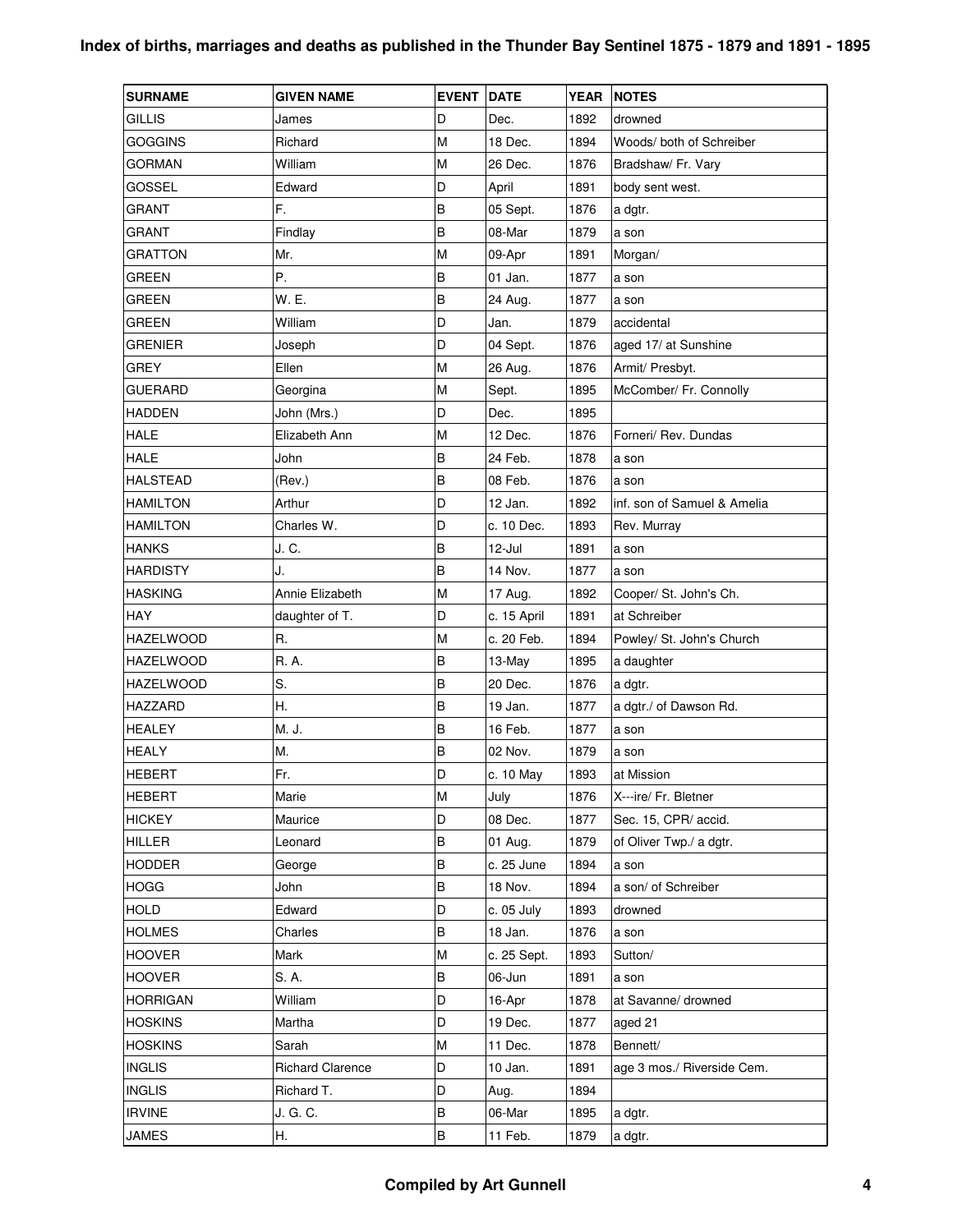| SURNAME | GIVEN NAME | EVENT | DATE | YEAR | NOTES |
|---|---|---|---|---|---|
| GILLIS | James | D | Dec. | 1892 | drowned |
| GOGGINS | Richard | M | 18 Dec. | 1894 | Woods/ both of Schreiber |
| GORMAN | William | M | 26 Dec. | 1876 | Bradshaw/ Fr. Vary |
| GOSSEL | Edward | D | April | 1891 | body sent west. |
| GRANT | F. | B | 05 Sept. | 1876 | a dgtr. |
| GRANT | Findlay | B | 08-Mar | 1879 | a son |
| GRATTON | Mr. | M | 09-Apr | 1891 | Morgan/ |
| GREEN | P. | B | 01 Jan. | 1877 | a son |
| GREEN | W. E. | B | 24 Aug. | 1877 | a son |
| GREEN | William | D | Jan. | 1879 | accidental |
| GRENIER | Joseph | D | 04 Sept. | 1876 | aged 17/ at Sunshine |
| GREY | Ellen | M | 26 Aug. | 1876 | Armit/ Presbyt. |
| GUERARD | Georgina | M | Sept. | 1895 | McComber/ Fr. Connolly |
| HADDEN | John (Mrs.) | D | Dec. | 1895 | |
| HALE | Elizabeth Ann | M | 12 Dec. | 1876 | Forneri/ Rev. Dundas |
| HALE | John | B | 24 Feb. | 1878 | a son |
| HALSTEAD | (Rev.) | B | 08 Feb. | 1876 | a son |
| HAMILTON | Arthur | D | 12 Jan. | 1892 | inf. son of Samuel & Amelia |
| HAMILTON | Charles W. | D | c. 10 Dec. | 1893 | Rev. Murray |
| HANKS | J. C. | B | 12-Jul | 1891 | a son |
| HARDISTY | J. | B | 14 Nov. | 1877 | a son |
| HASKING | Annie Elizabeth | M | 17 Aug. | 1892 | Cooper/ St. John's Ch. |
| HAY | daughter of T. | D | c. 15 April | 1891 | at Schreiber |
| HAZELWOOD | R. | M | c. 20 Feb. | 1894 | Powley/ St. John's Church |
| HAZELWOOD | R. A. | B | 13-May | 1895 | a daughter |
| HAZELWOOD | S. | B | 20 Dec. | 1876 | a dgtr. |
| HAZZARD | H. | B | 19 Jan. | 1877 | a dgtr./ of Dawson Rd. |
| HEALEY | M. J. | B | 16 Feb. | 1877 | a son |
| HEALY | M. | B | 02 Nov. | 1879 | a son |
| HEBERT | Fr. | D | c. 10 May | 1893 | at Mission |
| HEBERT | Marie | M | July | 1876 | X---ire/ Fr. Bletner |
| HICKEY | Maurice | D | 08 Dec. | 1877 | Sec. 15, CPR/ accid. |
| HILLER | Leonard | B | 01 Aug. | 1879 | of Oliver Twp./ a dgtr. |
| HODDER | George | B | c. 25 June | 1894 | a son |
| HOGG | John | B | 18 Nov. | 1894 | a son/ of Schreiber |
| HOLD | Edward | D | c. 05 July | 1893 | drowned |
| HOLMES | Charles | B | 18 Jan. | 1876 | a son |
| HOOVER | Mark | M | c. 25 Sept. | 1893 | Sutton/ |
| HOOVER | S. A. | B | 06-Jun | 1891 | a son |
| HORRIGAN | William | D | 16-Apr | 1878 | at Savanne/ drowned |
| HOSKINS | Martha | D | 19 Dec. | 1877 | aged 21 |
| HOSKINS | Sarah | M | 11 Dec. | 1878 | Bennett/ |
| INGLIS | Richard Clarence | D | 10 Jan. | 1891 | age 3 mos./ Riverside Cem. |
| INGLIS | Richard T. | D | Aug. | 1894 | |
| IRVINE | J. G. C. | B | 06-Mar | 1895 | a dgtr. |
| JAMES | H. | B | 11 Feb. | 1879 | a dgtr. |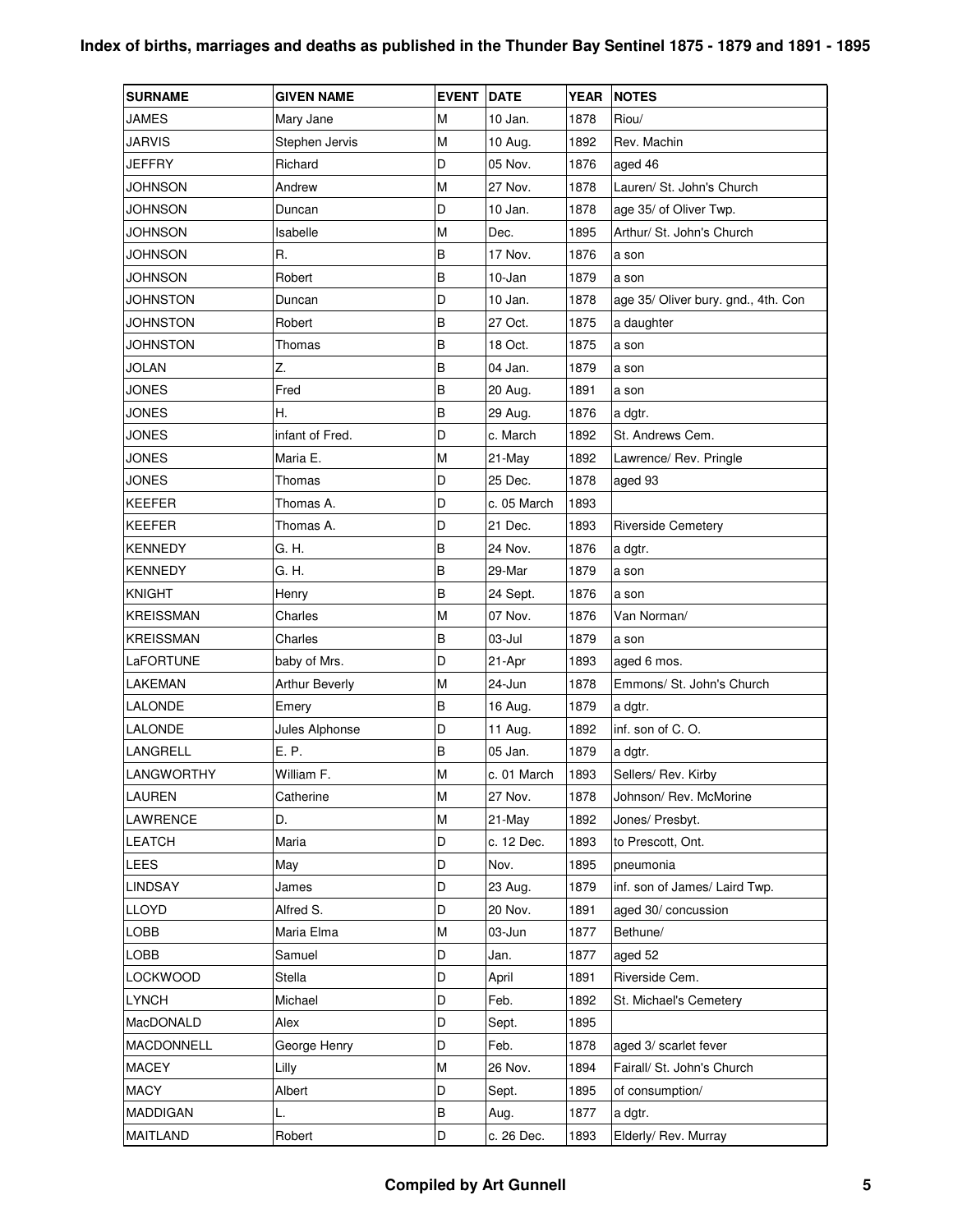| SURNAME | GIVEN NAME | EVENT | DATE | YEAR | NOTES |
|---|---|---|---|---|---|
| JAMES | Mary Jane | M | 10 Jan. | 1878 | Riou/ |
| JARVIS | Stephen Jervis | M | 10 Aug. | 1892 | Rev. Machin |
| JEFFRY | Richard | D | 05 Nov. | 1876 | aged 46 |
| JOHNSON | Andrew | M | 27 Nov. | 1878 | Lauren/ St. John's Church |
| JOHNSON | Duncan | D | 10 Jan. | 1878 | age 35/ of Oliver Twp. |
| JOHNSON | Isabelle | M | Dec. | 1895 | Arthur/ St. John's Church |
| JOHNSON | R. | B | 17 Nov. | 1876 | a son |
| JOHNSON | Robert | B | 10-Jan | 1879 | a son |
| JOHNSTON | Duncan | D | 10 Jan. | 1878 | age 35/ Oliver bury. gnd., 4th. Con |
| JOHNSTON | Robert | B | 27 Oct. | 1875 | a daughter |
| JOHNSTON | Thomas | B | 18 Oct. | 1875 | a son |
| JOLAN | Z. | B | 04 Jan. | 1879 | a son |
| JONES | Fred | B | 20 Aug. | 1891 | a son |
| JONES | H. | B | 29 Aug. | 1876 | a dgtr. |
| JONES | infant of Fred. | D | c. March | 1892 | St. Andrews Cem. |
| JONES | Maria E. | M | 21-May | 1892 | Lawrence/ Rev. Pringle |
| JONES | Thomas | D | 25 Dec. | 1878 | aged 93 |
| KEEFER | Thomas A. | D | c. 05 March | 1893 | |
| KEEFER | Thomas A. | D | 21 Dec. | 1893 | Riverside Cemetery |
| KENNEDY | G. H. | B | 24 Nov. | 1876 | a dgtr. |
| KENNEDY | G. H. | B | 29-Mar | 1879 | a son |
| KNIGHT | Henry | B | 24 Sept. | 1876 | a son |
| KREISSMAN | Charles | M | 07 Nov. | 1876 | Van Norman/ |
| KREISSMAN | Charles | B | 03-Jul | 1879 | a son |
| LaFORTUNE | baby of Mrs. | D | 21-Apr | 1893 | aged 6 mos. |
| LAKEMAN | Arthur Beverly | M | 24-Jun | 1878 | Emmons/ St. John's Church |
| LALONDE | Emery | B | 16 Aug. | 1879 | a dgtr. |
| LALONDE | Jules Alphonse | D | 11 Aug. | 1892 | inf. son of C. O. |
| LANGRELL | E. P. | B | 05 Jan. | 1879 | a dgtr. |
| LANGWORTHY | William F. | M | c. 01 March | 1893 | Sellers/ Rev. Kirby |
| LAUREN | Catherine | M | 27 Nov. | 1878 | Johnson/ Rev. McMorine |
| LAWRENCE | D. | M | 21-May | 1892 | Jones/ Presbyt. |
| LEATCH | Maria | D | c. 12 Dec. | 1893 | to Prescott, Ont. |
| LEES | May | D | Nov. | 1895 | pneumonia |
| LINDSAY | James | D | 23 Aug. | 1879 | inf. son of James/ Laird Twp. |
| LLOYD | Alfred S. | D | 20 Nov. | 1891 | aged 30/ concussion |
| LOBB | Maria Elma | M | 03-Jun | 1877 | Bethune/ |
| LOBB | Samuel | D | Jan. | 1877 | aged 52 |
| LOCKWOOD | Stella | D | April | 1891 | Riverside Cem. |
| LYNCH | Michael | D | Feb. | 1892 | St. Michael's Cemetery |
| MacDONALD | Alex | D | Sept. | 1895 | |
| MACDONNELL | George Henry | D | Feb. | 1878 | aged 3/ scarlet fever |
| MACEY | Lilly | M | 26 Nov. | 1894 | Fairall/ St. John's Church |
| MACY | Albert | D | Sept. | 1895 | of consumption/ |
| MADDIGAN | L. | B | Aug. | 1877 | a dgtr. |
| MAITLAND | Robert | D | c. 26 Dec. | 1893 | Elderly/ Rev. Murray |

Compiled by Art Gunnell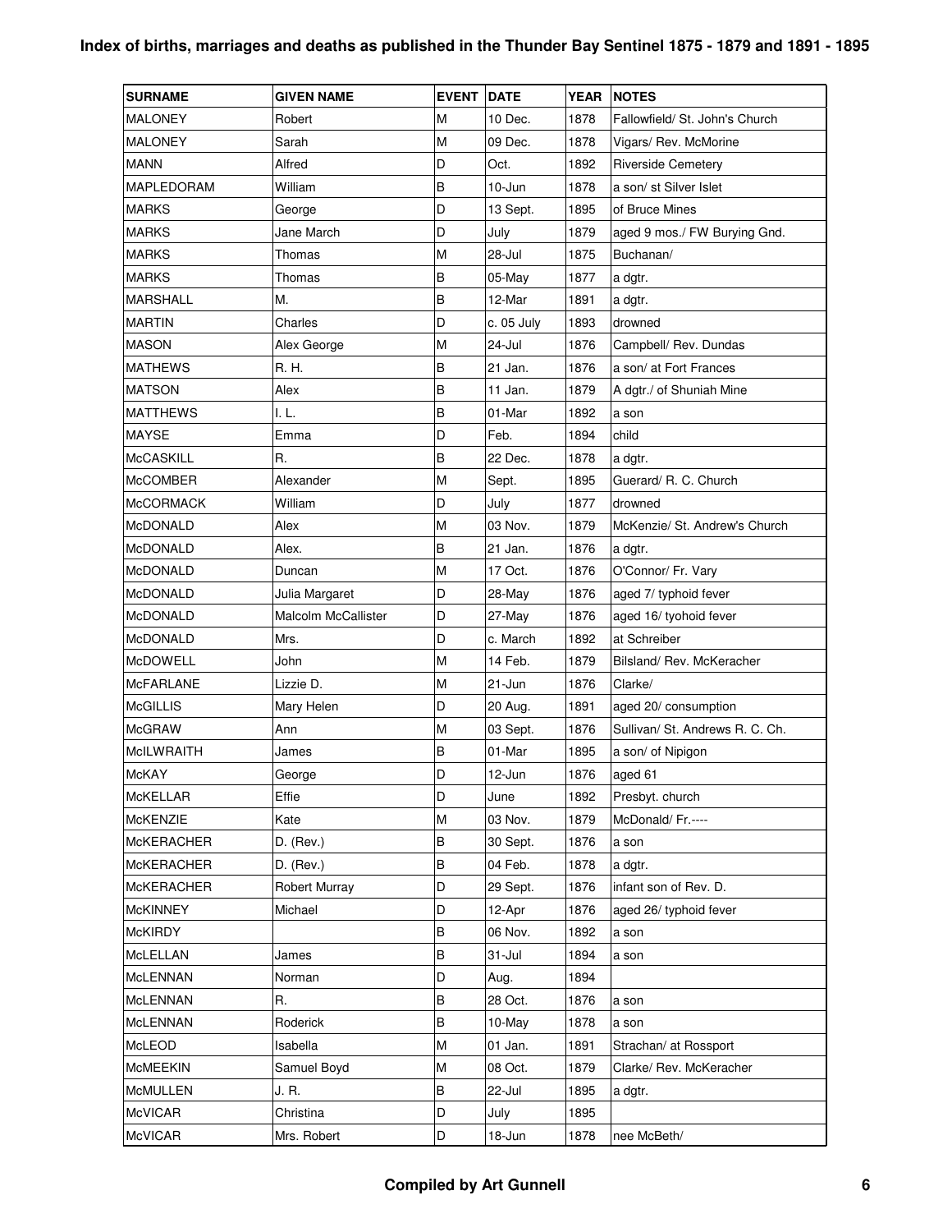| SURNAME | GIVEN NAME | EVENT | DATE | YEAR | NOTES |
|---|---|---|---|---|---|
| MALONEY | Robert | M | 10 Dec. | 1878 | Fallowfield/ St. John's Church |
| MALONEY | Sarah | M | 09 Dec. | 1878 | Vigars/ Rev. McMorine |
| MANN | Alfred | D | Oct. | 1892 | Riverside Cemetery |
| MAPLEDORAM | William | B | 10-Jun | 1878 | a son/ st Silver Islet |
| MARKS | George | D | 13 Sept. | 1895 | of Bruce Mines |
| MARKS | Jane March | D | July | 1879 | aged 9 mos./ FW Burying Gnd. |
| MARKS | Thomas | M | 28-Jul | 1875 | Buchanan/ |
| MARKS | Thomas | B | 05-May | 1877 | a dgtr. |
| MARSHALL | M. | B | 12-Mar | 1891 | a dgtr. |
| MARTIN | Charles | D | c. 05 July | 1893 | drowned |
| MASON | Alex George | M | 24-Jul | 1876 | Campbell/ Rev. Dundas |
| MATHEWS | R. H. | B | 21 Jan. | 1876 | a son/ at Fort Frances |
| MATSON | Alex | B | 11 Jan. | 1879 | A dgtr./ of Shuniah Mine |
| MATTHEWS | I. L. | B | 01-Mar | 1892 | a son |
| MAYSE | Emma | D | Feb. | 1894 | child |
| McCASKILL | R. | B | 22 Dec. | 1878 | a dgtr. |
| McCOMBER | Alexander | M | Sept. | 1895 | Guerard/ R. C. Church |
| McCORMACK | William | D | July | 1877 | drowned |
| McDONALD | Alex | M | 03 Nov. | 1879 | McKenzie/ St. Andrew's Church |
| McDONALD | Alex. | B | 21 Jan. | 1876 | a dgtr. |
| McDONALD | Duncan | M | 17 Oct. | 1876 | O'Connor/ Fr. Vary |
| McDONALD | Julia Margaret | D | 28-May | 1876 | aged 7/ typhoid fever |
| McDONALD | Malcolm McCallister | D | 27-May | 1876 | aged 16/ tyohoid fever |
| McDONALD | Mrs. | D | c. March | 1892 | at Schreiber |
| McDOWELL | John | M | 14 Feb. | 1879 | Bilsland/ Rev. McKeracher |
| McFARLANE | Lizzie D. | M | 21-Jun | 1876 | Clarke/ |
| McGILLIS | Mary Helen | D | 20 Aug. | 1891 | aged 20/ consumption |
| McGRAW | Ann | M | 03 Sept. | 1876 | Sullivan/ St. Andrews R. C. Ch. |
| McILWRAITH | James | B | 01-Mar | 1895 | a son/ of Nipigon |
| McKAY | George | D | 12-Jun | 1876 | aged 61 |
| McKELLAR | Effie | D | June | 1892 | Presbyt. church |
| McKENZIE | Kate | M | 03 Nov. | 1879 | McDonald/ Fr.---- |
| McKERACHER | D. (Rev.) | B | 30 Sept. | 1876 | a son |
| McKERACHER | D. (Rev.) | B | 04 Feb. | 1878 | a dgtr. |
| McKERACHER | Robert Murray | D | 29 Sept. | 1876 | infant son of Rev. D. |
| McKINNEY | Michael | D | 12-Apr | 1876 | aged 26/ typhoid fever |
| McKIRDY | | B | 06 Nov. | 1892 | a son |
| McLELLAN | James | B | 31-Jul | 1894 | a son |
| McLENNAN | Norman | D | Aug. | 1894 | |
| McLENNAN | R. | B | 28 Oct. | 1876 | a son |
| McLENNAN | Roderick | B | 10-May | 1878 | a son |
| McLEOD | Isabella | M | 01 Jan. | 1891 | Strachan/ at Rossport |
| McMEEKIN | Samuel Boyd | M | 08 Oct. | 1879 | Clarke/ Rev. McKeracher |
| McMULLEN | J. R. | B | 22-Jul | 1895 | a dgtr. |
| McVICAR | Christina | D | July | 1895 | |
| McVICAR | Mrs. Robert | D | 18-Jun | 1878 | nee McBeth/ |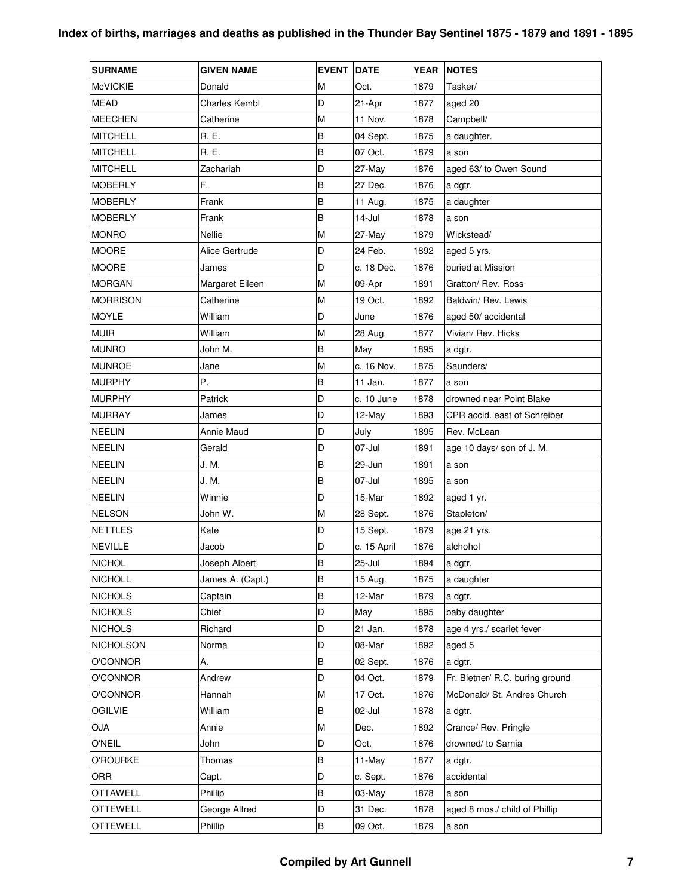| SURNAME | GIVEN NAME | EVENT | DATE | YEAR | NOTES |
|---|---|---|---|---|---|
| McVICKIE | Donald | M | Oct. | 1879 | Tasker/ |
| MEAD | Charles Kembl | D | 21-Apr | 1877 | aged 20 |
| MEECHEN | Catherine | M | 11 Nov. | 1878 | Campbell/ |
| MITCHELL | R. E. | B | 04 Sept. | 1875 | a daughter. |
| MITCHELL | R. E. | B | 07 Oct. | 1879 | a son |
| MITCHELL | Zachariah | D | 27-May | 1876 | aged 63/ to Owen Sound |
| MOBERLY | F. | B | 27 Dec. | 1876 | a dgtr. |
| MOBERLY | Frank | B | 11 Aug. | 1875 | a daughter |
| MOBERLY | Frank | B | 14-Jul | 1878 | a son |
| MONRO | Nellie | M | 27-May | 1879 | Wickstead/ |
| MOORE | Alice Gertrude | D | 24 Feb. | 1892 | aged 5 yrs. |
| MOORE | James | D | c. 18 Dec. | 1876 | buried at Mission |
| MORGAN | Margaret Eileen | M | 09-Apr | 1891 | Gratton/ Rev. Ross |
| MORRISON | Catherine | M | 19 Oct. | 1892 | Baldwin/ Rev. Lewis |
| MOYLE | William | D | June | 1876 | aged 50/ accidental |
| MUIR | William | M | 28 Aug. | 1877 | Vivian/ Rev. Hicks |
| MUNRO | John M. | B | May | 1895 | a dgtr. |
| MUNROE | Jane | M | c. 16 Nov. | 1875 | Saunders/ |
| MURPHY | P. | B | 11 Jan. | 1877 | a son |
| MURPHY | Patrick | D | c. 10 June | 1878 | drowned near Point Blake |
| MURRAY | James | D | 12-May | 1893 | CPR accid. east of Schreiber |
| NEELIN | Annie Maud | D | July | 1895 | Rev. McLean |
| NEELIN | Gerald | D | 07-Jul | 1891 | age 10 days/ son of J. M. |
| NEELIN | J. M. | B | 29-Jun | 1891 | a son |
| NEELIN | J. M. | B | 07-Jul | 1895 | a son |
| NEELIN | Winnie | D | 15-Mar | 1892 | aged 1 yr. |
| NELSON | John W. | M | 28 Sept. | 1876 | Stapleton/ |
| NETTLES | Kate | D | 15 Sept. | 1879 | age 21 yrs. |
| NEVILLE | Jacob | D | c. 15 April | 1876 | alchohol |
| NICHOL | Joseph Albert | B | 25-Jul | 1894 | a dgtr. |
| NICHOLL | James A. (Capt.) | B | 15 Aug. | 1875 | a daughter |
| NICHOLS | Captain | B | 12-Mar | 1879 | a dgtr. |
| NICHOLS | Chief | D | May | 1895 | baby daughter |
| NICHOLS | Richard | D | 21 Jan. | 1878 | age 4 yrs./ scarlet fever |
| NICHOLSON | Norma | D | 08-Mar | 1892 | aged 5 |
| O'CONNOR | A. | B | 02 Sept. | 1876 | a dgtr. |
| O'CONNOR | Andrew | D | 04 Oct. | 1879 | Fr. Bletner/ R.C. buring ground |
| O'CONNOR | Hannah | M | 17 Oct. | 1876 | McDonald/ St. Andres Church |
| OGILVIE | William | B | 02-Jul | 1878 | a dgtr. |
| OJA | Annie | M | Dec. | 1892 | Crance/ Rev. Pringle |
| O'NEIL | John | D | Oct. | 1876 | drowned/ to Sarnia |
| O'ROURKE | Thomas | B | 11-May | 1877 | a dgtr. |
| ORR | Capt. | D | c. Sept. | 1876 | accidental |
| OTTAWELL | Phillip | B | 03-May | 1878 | a son |
| OTTEWELL | George Alfred | D | 31 Dec. | 1878 | aged 8 mos./ child of Phillip |
| OTTEWELL | Phillip | B | 09 Oct. | 1879 | a son |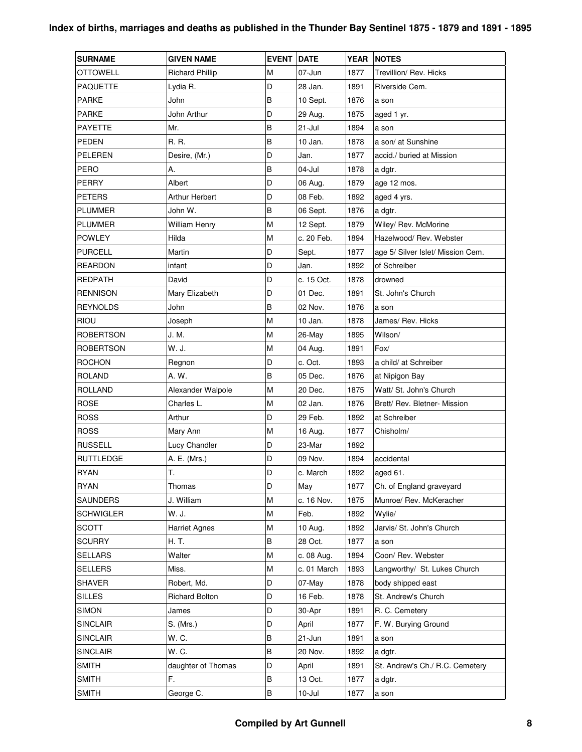| SURNAME | GIVEN NAME | EVENT | DATE | YEAR | NOTES |
|---|---|---|---|---|---|
| OTTOWELL | Richard Phillip | M | 07-Jun | 1877 | Trevillion/ Rev. Hicks |
| PAQUETTE | Lydia R. | D | 28 Jan. | 1891 | Riverside Cem. |
| PARKE | John | B | 10 Sept. | 1876 | a son |
| PARKE | John Arthur | D | 29 Aug. | 1875 | aged 1 yr. |
| PAYETTE | Mr. | B | 21-Jul | 1894 | a son |
| PEDEN | R. R. | B | 10 Jan. | 1878 | a son/ at Sunshine |
| PELEREN | Desire, (Mr.) | D | Jan. | 1877 | accid./ buried at Mission |
| PERO | A. | B | 04-Jul | 1878 | a dgtr. |
| PERRY | Albert | D | 06 Aug. | 1879 | age 12 mos. |
| PETERS | Arthur Herbert | D | 08 Feb. | 1892 | aged 4 yrs. |
| PLUMMER | John W. | B | 06 Sept. | 1876 | a dgtr. |
| PLUMMER | William Henry | M | 12 Sept. | 1879 | Wiley/ Rev. McMorine |
| POWLEY | Hilda | M | c. 20 Feb. | 1894 | Hazelwood/ Rev. Webster |
| PURCELL | Martin | D | Sept. | 1877 | age 5/ Silver Islet/ Mission Cem. |
| REARDON | infant | D | Jan. | 1892 | of Schreiber |
| REDPATH | David | D | c. 15 Oct. | 1878 | drowned |
| RENNISON | Mary Elizabeth | D | 01 Dec. | 1891 | St. John's Church |
| REYNOLDS | John | B | 02 Nov. | 1876 | a son |
| RIOU | Joseph | M | 10 Jan. | 1878 | James/ Rev. Hicks |
| ROBERTSON | J. M. | M | 26-May | 1895 | Wilson/ |
| ROBERTSON | W. J. | M | 04 Aug. | 1891 | Fox/ |
| ROCHON | Regnon | D | c. Oct. | 1893 | a child/ at Schreiber |
| ROLAND | A. W. | B | 05 Dec. | 1876 | at Nipigon Bay |
| ROLLAND | Alexander Walpole | M | 20 Dec. | 1875 | Watt/ St. John's Church |
| ROSE | Charles L. | M | 02 Jan. | 1876 | Brett/ Rev. Bletner- Mission |
| ROSS | Arthur | D | 29 Feb. | 1892 | at Schreiber |
| ROSS | Mary Ann | M | 16 Aug. | 1877 | Chisholm/ |
| RUSSELL | Lucy Chandler | D | 23-Mar | 1892 | |
| RUTTLEDGE | A. E. (Mrs.) | D | 09 Nov. | 1894 | accidental |
| RYAN | T. | D | c. March | 1892 | aged 61. |
| RYAN | Thomas | D | May | 1877 | Ch. of England graveyard |
| SAUNDERS | J. William | M | c. 16 Nov. | 1875 | Munroe/ Rev. McKeracher |
| SCHWIGLER | W. J. | M | Feb. | 1892 | Wylie/ |
| SCOTT | Harriet Agnes | M | 10 Aug. | 1892 | Jarvis/ St. John's Church |
| SCURRY | H. T. | B | 28 Oct. | 1877 | a son |
| SELLARS | Walter | M | c. 08 Aug. | 1894 | Coon/ Rev. Webster |
| SELLERS | Miss. | M | c. 01 March | 1893 | Langworthy/ St. Lukes Church |
| SHAVER | Robert, Md. | D | 07-May | 1878 | body shipped east |
| SILLES | Richard Bolton | D | 16 Feb. | 1878 | St. Andrew's Church |
| SIMON | James | D | 30-Apr | 1891 | R. C. Cemetery |
| SINCLAIR | S. (Mrs.) | D | April | 1877 | F. W. Burying Ground |
| SINCLAIR | W. C. | B | 21-Jun | 1891 | a son |
| SINCLAIR | W. C. | B | 20 Nov. | 1892 | a dgtr. |
| SMITH | daughter of Thomas | D | April | 1891 | St. Andrew's Ch./ R.C. Cemetery |
| SMITH | F. | B | 13 Oct. | 1877 | a dgtr. |
| SMITH | George C. | B | 10-Jul | 1877 | a son |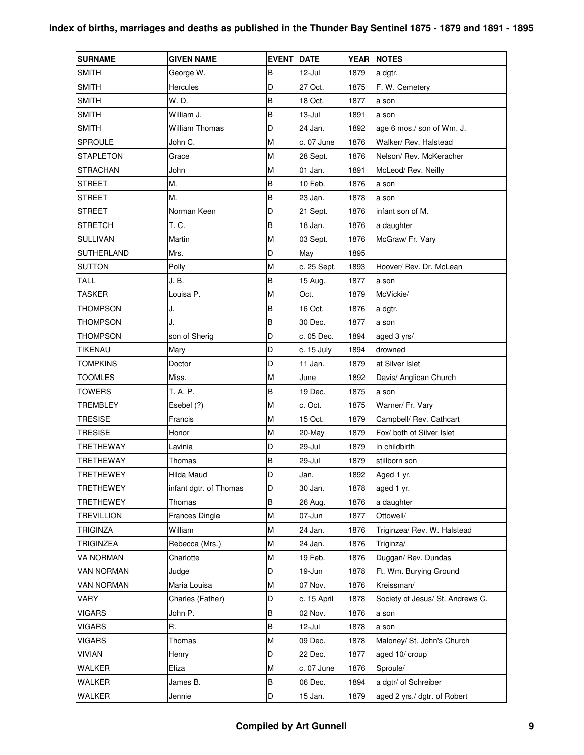| SURNAME | GIVEN NAME | EVENT | DATE | YEAR | NOTES |
|---|---|---|---|---|---|
| SMITH | George W. | B | 12-Jul | 1879 | a dgtr. |
| SMITH | Hercules | D | 27 Oct. | 1875 | F. W. Cemetery |
| SMITH | W. D. | B | 18 Oct. | 1877 | a son |
| SMITH | William J. | B | 13-Jul | 1891 | a son |
| SMITH | William Thomas | D | 24 Jan. | 1892 | age 6 mos./ son of Wm. J. |
| SPROULE | John C. | M | c. 07 June | 1876 | Walker/ Rev. Halstead |
| STAPLETON | Grace | M | 28 Sept. | 1876 | Nelson/ Rev. McKeracher |
| STRACHAN | John | M | 01 Jan. | 1891 | McLeod/ Rev. Neilly |
| STREET | M. | B | 10 Feb. | 1876 | a son |
| STREET | M. | B | 23 Jan. | 1878 | a son |
| STREET | Norman Keen | D | 21 Sept. | 1876 | infant son of M. |
| STRETCH | T. C. | B | 18 Jan. | 1876 | a daughter |
| SULLIVAN | Martin | M | 03 Sept. | 1876 | McGraw/ Fr. Vary |
| SUTHERLAND | Mrs. | D | May | 1895 | |
| SUTTON | Polly | M | c. 25 Sept. | 1893 | Hoover/ Rev. Dr. McLean |
| TALL | J. B. | B | 15 Aug. | 1877 | a son |
| TASKER | Louisa P. | M | Oct. | 1879 | McVickie/ |
| THOMPSON | J. | B | 16 Oct. | 1876 | a dgtr. |
| THOMPSON | J. | B | 30 Dec. | 1877 | a son |
| THOMPSON | son of Sherig | D | c. 05 Dec. | 1894 | aged 3 yrs/ |
| TIKENAU | Mary | D | c. 15 July | 1894 | drowned |
| TOMPKINS | Doctor | D | 11 Jan. | 1879 | at Silver Islet |
| TOOMLES | Miss. | M | June | 1892 | Davis/ Anglican Church |
| TOWERS | T. A. P. | B | 19 Dec. | 1875 | a son |
| TREMBLEY | Esebel (?) | M | c. Oct. | 1875 | Warner/ Fr. Vary |
| TRESISE | Francis | M | 15 Oct. | 1879 | Campbell/ Rev. Cathcart |
| TRESISE | Honor | M | 20-May | 1879 | Fox/ both of Silver Islet |
| TRETHEWAY | Lavinia | D | 29-Jul | 1879 | in childbirth |
| TRETHEWAY | Thomas | B | 29-Jul | 1879 | stillborn son |
| TRETHEWEY | Hilda Maud | D | Jan. | 1892 | Aged 1 yr. |
| TRETHEWEY | infant dgtr. of Thomas | D | 30 Jan. | 1878 | aged 1 yr. |
| TRETHEWEY | Thomas | B | 26 Aug. | 1876 | a daughter |
| TREVILLION | Frances Dingle | M | 07-Jun | 1877 | Ottowell/ |
| TRIGINZA | William | M | 24 Jan. | 1876 | Triginzea/ Rev. W. Halstead |
| TRIGINZEA | Rebecca (Mrs.) | M | 24 Jan. | 1876 | Triginza/ |
| VA NORMAN | Charlotte | M | 19 Feb. | 1876 | Duggan/ Rev. Dundas |
| VAN NORMAN | Judge | D | 19-Jun | 1878 | Ft. Wm. Burying Ground |
| VAN NORMAN | Maria Louisa | M | 07 Nov. | 1876 | Kreissman/ |
| VARY | Charles (Father) | D | c. 15 April | 1878 | Society of Jesus/ St. Andrews C. |
| VIGARS | John P. | B | 02 Nov. | 1876 | a son |
| VIGARS | R. | B | 12-Jul | 1878 | a son |
| VIGARS | Thomas | M | 09 Dec. | 1878 | Maloney/ St. John's Church |
| VIVIAN | Henry | D | 22 Dec. | 1877 | aged 10/ croup |
| WALKER | Eliza | M | c. 07 June | 1876 | Sproule/ |
| WALKER | James B. | B | 06 Dec. | 1894 | a dgtr/ of Schreiber |
| WALKER | Jennie | D | 15 Jan. | 1879 | aged 2 yrs./ dgtr. of Robert |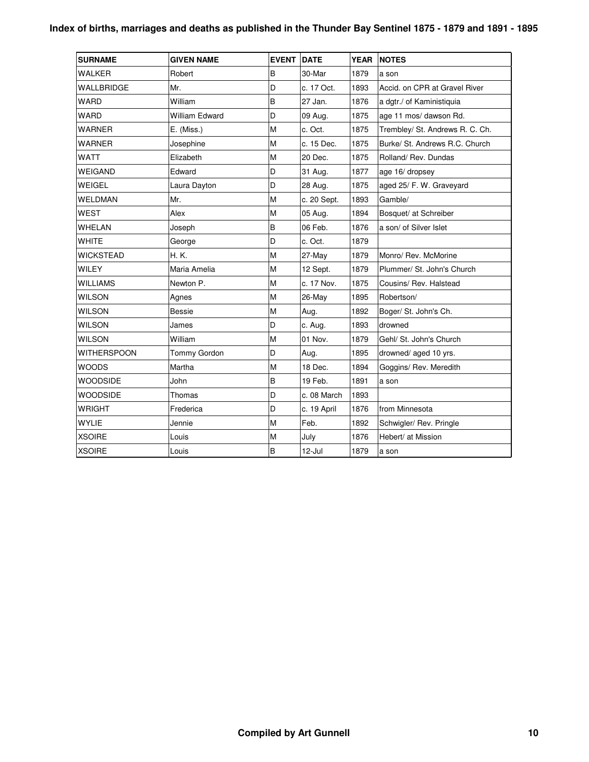**Index of births, marriages and deaths as published in the Thunder Bay Sentinel 1875 - 1879 and 1891 - 1895**

| SURNAME | GIVEN NAME | EVENT | DATE | YEAR | NOTES |
|---|---|---|---|---|---|
| WALKER | Robert | B | 30-Mar | 1879 | a son |
| WALLBRIDGE | Mr. | D | c. 17 Oct. | 1893 | Accid. on CPR at Gravel River |
| WARD | William | B | 27 Jan. | 1876 | a dgtr./ of Kaministiquia |
| WARD | William Edward | D | 09 Aug. | 1875 | age 11 mos/ dawson Rd. |
| WARNER | E. (Miss.) | M | c. Oct. | 1875 | Trembley/ St. Andrews R. C. Ch. |
| WARNER | Josephine | M | c. 15 Dec. | 1875 | Burke/ St. Andrews R.C. Church |
| WATT | Elizabeth | M | 20 Dec. | 1875 | Rolland/ Rev. Dundas |
| WEIGAND | Edward | D | 31 Aug. | 1877 | age 16/ dropsey |
| WEIGEL | Laura Dayton | D | 28 Aug. | 1875 | aged 25/ F. W. Graveyard |
| WELDMAN | Mr. | M | c. 20 Sept. | 1893 | Gamble/ |
| WEST | Alex | M | 05 Aug. | 1894 | Bosquet/ at Schreiber |
| WHELAN | Joseph | B | 06 Feb. | 1876 | a son/ of Silver Islet |
| WHITE | George | D | c. Oct. | 1879 | |
| WICKSTEAD | H. K. | M | 27-May | 1879 | Monro/ Rev. McMorine |
| WILEY | Maria Amelia | M | 12 Sept. | 1879 | Plummer/ St. John's Church |
| WILLIAMS | Newton P. | M | c. 17 Nov. | 1875 | Cousins/ Rev. Halstead |
| WILSON | Agnes | M | 26-May | 1895 | Robertson/ |
| WILSON | Bessie | M | Aug. | 1892 | Boger/ St. John's Ch. |
| WILSON | James | D | c. Aug. | 1893 | drowned |
| WILSON | William | M | 01 Nov. | 1879 | Gehl/ St. John's Church |
| WITHERSPOON | Tommy Gordon | D | Aug. | 1895 | drowned/ aged 10 yrs. |
| WOODS | Martha | M | 18 Dec. | 1894 | Goggins/ Rev. Meredith |
| WOODSIDE | John | B | 19 Feb. | 1891 | a son |
| WOODSIDE | Thomas | D | c. 08 March | 1893 | |
| WRIGHT | Frederica | D | c. 19 April | 1876 | from Minnesota |
| WYLIE | Jennie | M | Feb. | 1892 | Schwigler/ Rev. Pringle |
| XSOIRE | Louis | M | July | 1876 | Hebert/ at Mission |
| XSOIRE | Louis | B | 12-Jul | 1879 | a son |

**Compiled by Art Gunnell**